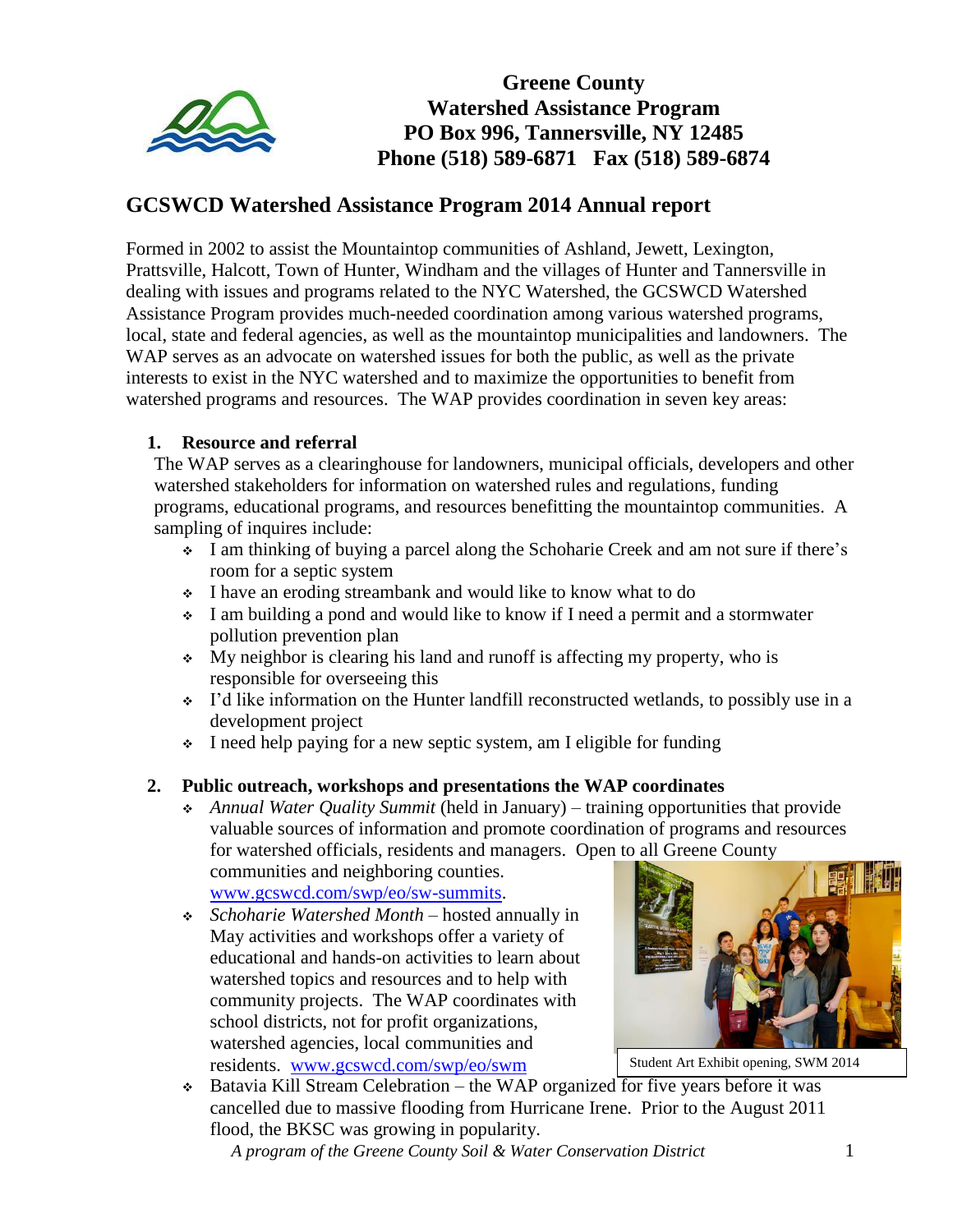# Greene County Watershed Assistance Program

**PO Box 996, Tannersville, NY 12485**
**Phone (518) 589-6871 Fax (518) 589-6874**

## GCSWCD Watershed Assistance Program 2014 Annual report

Formed in 2002 to assist the Mountaintop communities of Ashland, Jewett, Lexington, Prattsville, Halcott, Town of Hunter, Windham and the villages of Hunter and Tannersville in dealing with issues and programs related to the NYC Watershed, the GCSWCD Watershed Assistance Program provides much-needed coordination among various watershed programs, local, state and federal agencies, as well as the mountaintop municipalities and landowners. The WAP serves as an advocate on watershed issues for both the public, as well as the private interests to exist in the NYC watershed and to maximize the opportunities to benefit from watershed programs and resources. The WAP provides coordination in seven key areas:

1. **Resource and referral**

   The WAP serves as a clearinghouse for landowners, municipal officials, developers and other watershed stakeholders for information on watershed rules and regulations, funding programs, educational programs, and resources benefitting the mountaintop communities. A sampling of inquires include:

   - I am thinking of buying a parcel along the Schoharie Creek and am not sure if there's room for a septic system
   - I have an eroding streambank and would like to know what to do
   - I am building a pond and would like to know if I need a permit and a stormwater pollution prevention plan
   - My neighbor is clearing his land and runoff is affecting my property, who is responsible for overseeing this
   - I'd like information on the Hunter landfill reconstructed wetlands, to possibly use in a development project
   - I need help paying for a new septic system, am I eligible for funding

2. **Public outreach, workshops and presentations the WAP coordinates**

   - *Annual Water Quality Summit* (held in January) – training opportunities that provide valuable sources of information and promote coordination of programs and resources for watershed officials, residents and managers. Open to all Greene County communities and neighboring counties. www.gcswcd.com/swp/eo/sw-summits.
   - *Schoharie Watershed Month* – hosted annually in May activities and workshops offer a variety of educational and hands-on activities to learn about watershed topics and resources and to help with community projects. The WAP coordinates with school districts, not for profit organizations, watershed agencies, local communities and residents. www.gcswcd.com/swp/eo/swm

   Student Art Exhibit opening, SWM 2014

   - Batavia Kill Stream Celebration – the WAP organized for five years before it was cancelled due to massive flooding from Hurricane Irene. Prior to the August 2011 flood, the BKSC was growing in popularity.

*A program of the Greene County Soil & Water Conservation District*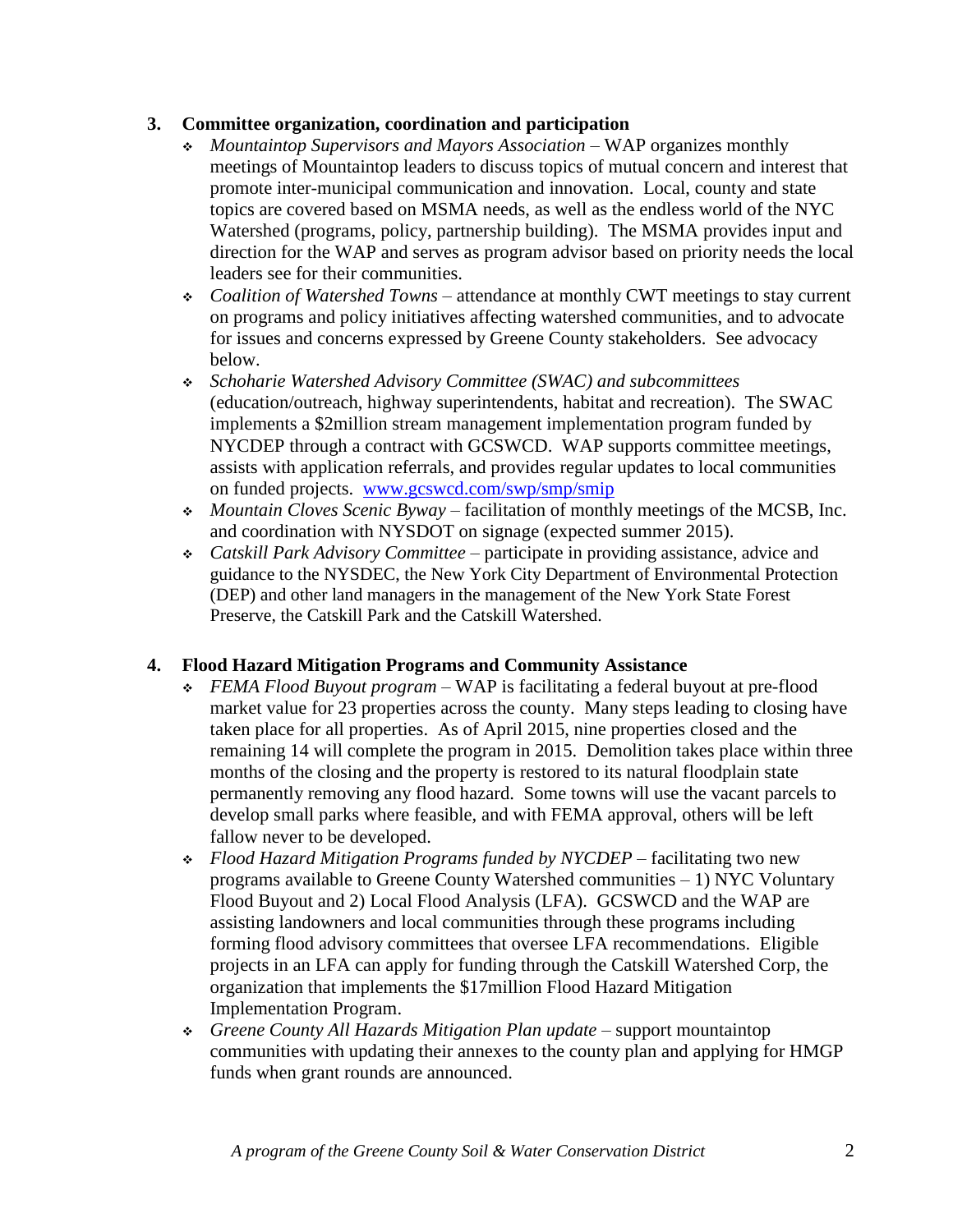3. **Committee organization, coordination and participation**
   - *Mountaintop Supervisors and Mayors Association* – WAP organizes monthly meetings of Mountaintop leaders to discuss topics of mutual concern and interest that promote inter-municipal communication and innovation. Local, county and state topics are covered based on MSMA needs, as well as the endless world of the NYC Watershed (programs, policy, partnership building). The MSMA provides input and direction for the WAP and serves as program advisor based on priority needs the local leaders see for their communities.
   - *Coalition of Watershed Towns* – attendance at monthly CWT meetings to stay current on programs and policy initiatives affecting watershed communities, and to advocate for issues and concerns expressed by Greene County stakeholders. See advocacy below.
   - *Schoharie Watershed Advisory Committee (SWAC) and subcommittees* (education/outreach, highway superintendents, habitat and recreation). The SWAC implements a $2million stream management implementation program funded by NYCDEP through a contract with GCSWCD. WAP supports committee meetings, assists with application referrals, and provides regular updates to local communities on funded projects. [www.gcswcd.com/swp/smp/smip](www.gcswcd.com/swp/smp/smip)
   - *Mountain Cloves Scenic Byway* – facilitation of monthly meetings of the MCSB, Inc. and coordination with NYSDOT on signage (expected summer 2015).
   - *Catskill Park Advisory Committee* – participate in providing assistance, advice and guidance to the NYSDEC, the New York City Department of Environmental Protection (DEP) and other land managers in the management of the New York State Forest Preserve, the Catskill Park and the Catskill Watershed.

4. **Flood Hazard Mitigation Programs and Community Assistance**
   - *FEMA Flood Buyout program* – WAP is facilitating a federal buyout at pre-flood market value for 23 properties across the county. Many steps leading to closing have taken place for all properties. As of April 2015, nine properties closed and the remaining 14 will complete the program in 2015. Demolition takes place within three months of the closing and the property is restored to its natural floodplain state permanently removing any flood hazard. Some towns will use the vacant parcels to develop small parks where feasible, and with FEMA approval, others will be left fallow never to be developed.
   - *Flood Hazard Mitigation Programs funded by NYCDEP* – facilitating two new programs available to Greene County Watershed communities – 1) NYC Voluntary Flood Buyout and 2) Local Flood Analysis (LFA). GCSWCD and the WAP are assisting landowners and local communities through these programs including forming flood advisory committees that oversee LFA recommendations. Eligible projects in an LFA can apply for funding through the Catskill Watershed Corp, the organization that implements the $17million Flood Hazard Mitigation Implementation Program.
   - *Greene County All Hazards Mitigation Plan update* – support mountaintop communities with updating their annexes to the county plan and applying for HMGP funds when grant rounds are announced.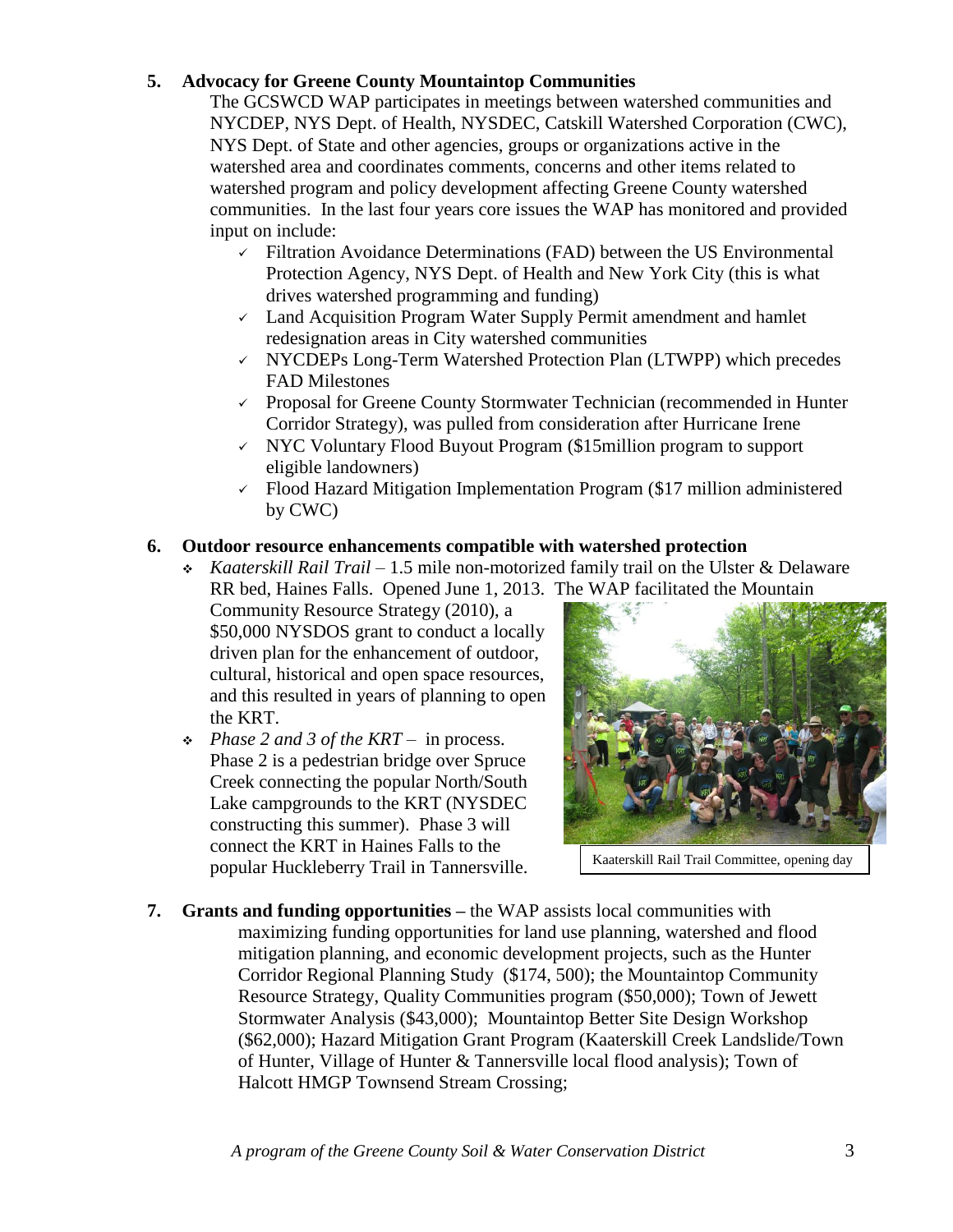5. **Advocacy for Greene County Mountaintop Communities**

The GCSWCD WAP participates in meetings between watershed communities and NYCDEP, NYS Dept. of Health, NYSDEC, Catskill Watershed Corporation (CWC), NYS Dept. of State and other agencies, groups or organizations active in the watershed area and coordinates comments, concerns and other items related to watershed program and policy development affecting Greene County watershed communities. In the last four years core issues the WAP has monitored and provided input on include:

- ✓ Filtration Avoidance Determinations (FAD) between the US Environmental Protection Agency, NYS Dept. of Health and New York City (this is what drives watershed programming and funding)
- ✓ Land Acquisition Program Water Supply Permit amendment and hamlet redesignation areas in City watershed communities
- ✓ NYCDEPs Long-Term Watershed Protection Plan (LTWPP) which precedes FAD Milestones
- ✓ Proposal for Greene County Stormwater Technician (recommended in Hunter Corridor Strategy), was pulled from consideration after Hurricane Irene
- ✓ NYC Voluntary Flood Buyout Program ($15million program to support eligible landowners)
- ✓ Flood Hazard Mitigation Implementation Program ($17 million administered by CWC)

6. **Outdoor resource enhancements compatible with watershed protection**

- ❖ *Kaaterskill Rail Trail* – 1.5 mile non-motorized family trail on the Ulster & Delaware RR bed, Haines Falls. Opened June 1, 2013. The WAP facilitated the Mountain Community Resource Strategy (2010), a $50,000 NYSDOS grant to conduct a locally driven plan for the enhancement of outdoor, cultural, historical and open space resources, and this resulted in years of planning to open the KRT.
- ❖ *Phase 2 and 3 of the KRT* – in process. Phase 2 is a pedestrian bridge over Spruce Creek connecting the popular North/South Lake campgrounds to the KRT (NYSDEC constructing this summer). Phase 3 will connect the KRT in Haines Falls to the popular Huckleberry Trail in Tannersville.

Kaaterskill Rail Trail Committee, opening day

7. **Grants and funding opportunities –** the WAP assists local communities with maximizing funding opportunities for land use planning, watershed and flood mitigation planning, and economic development projects, such as the Hunter Corridor Regional Planning Study ($174, 500); the Mountaintop Community Resource Strategy, Quality Communities program ($50,000); Town of Jewett Stormwater Analysis ($43,000); Mountaintop Better Site Design Workshop ($62,000); Hazard Mitigation Grant Program (Kaaterskill Creek Landslide/Town of Hunter, Village of Hunter & Tannersville local flood analysis); Town of Halcott HMGP Townsend Stream Crossing;